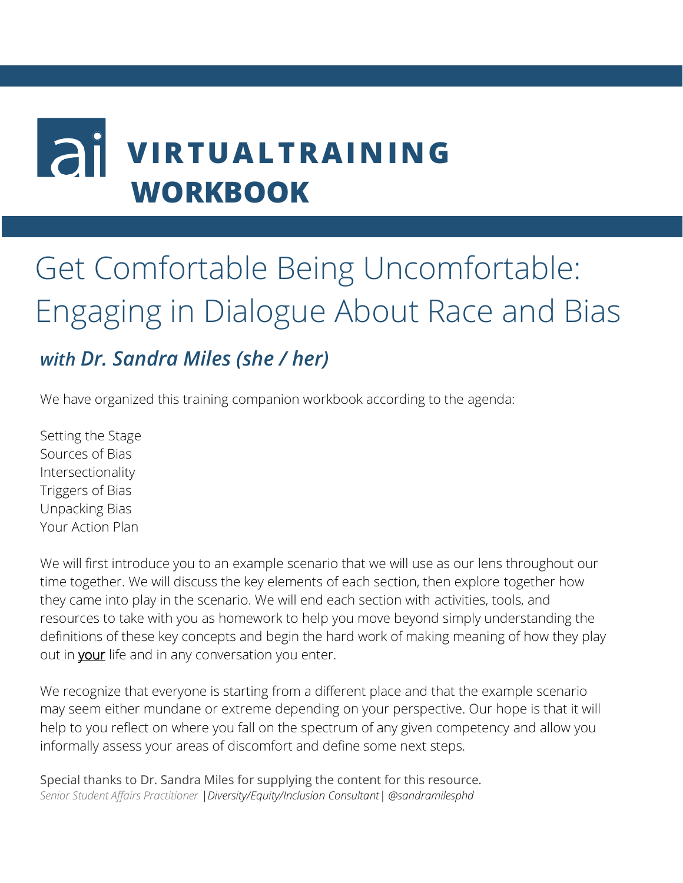# ai VIRTUALTRAINING WORKBOOK

# Get Comfortable Being Uncomfortable: Engaging in Dialogue About Race and Bias

## *with Dr. Sandra Miles (she / her)*

We have organized this training companion workbook according to the agenda:

Setting the Stage
Sources of Bias
Intersectionality
Triggers of Bias
Unpacking Bias
Your Action Plan

We will first introduce you to an example scenario that we will use as our lens throughout our time together. We will discuss the key elements of each section, then explore together how they came into play in the scenario. We will end each section with activities, tools, and resources to take with you as homework to help you move beyond simply understanding the definitions of these key concepts and begin the hard work of making meaning of how they play out in your life and in any conversation you enter.

We recognize that everyone is starting from a different place and that the example scenario may seem either mundane or extreme depending on your perspective. Our hope is that it will help to you reflect on where you fall on the spectrum of any given competency and allow you informally assess your areas of discomfort and define some next steps.

Special thanks to Dr. Sandra Miles for supplying the content for this resource.
*Senior Student Affairs Practitioner |Diversity/Equity/Inclusion Consultant| @sandramilesphd*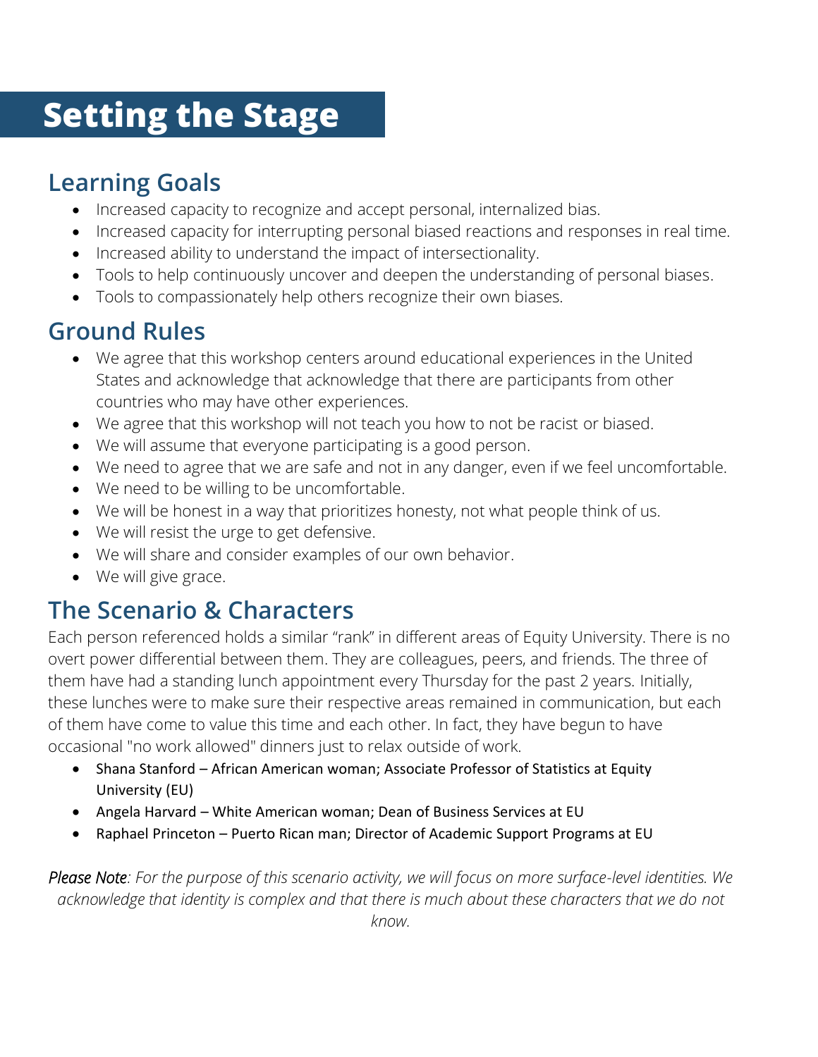# Setting the Stage

## Learning Goals

- Increased capacity to recognize and accept personal, internalized bias.
- Increased capacity for interrupting personal biased reactions and responses in real time.
- Increased ability to understand the impact of intersectionality.
- Tools to help continuously uncover and deepen the understanding of personal biases.
- Tools to compassionately help others recognize their own biases.

## Ground Rules

- We agree that this workshop centers around educational experiences in the United States and acknowledge that acknowledge that there are participants from other countries who may have other experiences.
- We agree that this workshop will not teach you how to not be racist or biased.
- We will assume that everyone participating is a good person.
- We need to agree that we are safe and not in any danger, even if we feel uncomfortable.
- We need to be willing to be uncomfortable.
- We will be honest in a way that prioritizes honesty, not what people think of us.
- We will resist the urge to get defensive.
- We will share and consider examples of our own behavior.
- We will give grace.

## The Scenario & Characters

Each person referenced holds a similar "rank" in different areas of Equity University. There is no overt power differential between them. They are colleagues, peers, and friends. The three of them have had a standing lunch appointment every Thursday for the past 2 years. Initially, these lunches were to make sure their respective areas remained in communication, but each of them have come to value this time and each other. In fact, they have begun to have occasional "no work allowed" dinners just to relax outside of work.

- Shana Stanford – African American woman; Associate Professor of Statistics at Equity University (EU)
- Angela Harvard – White American woman; Dean of Business Services at EU
- Raphael Princeton – Puerto Rican man; Director of Academic Support Programs at EU

*Please Note: For the purpose of this scenario activity, we will focus on more surface-level identities. We acknowledge that identity is complex and that there is much about these characters that we do not know.*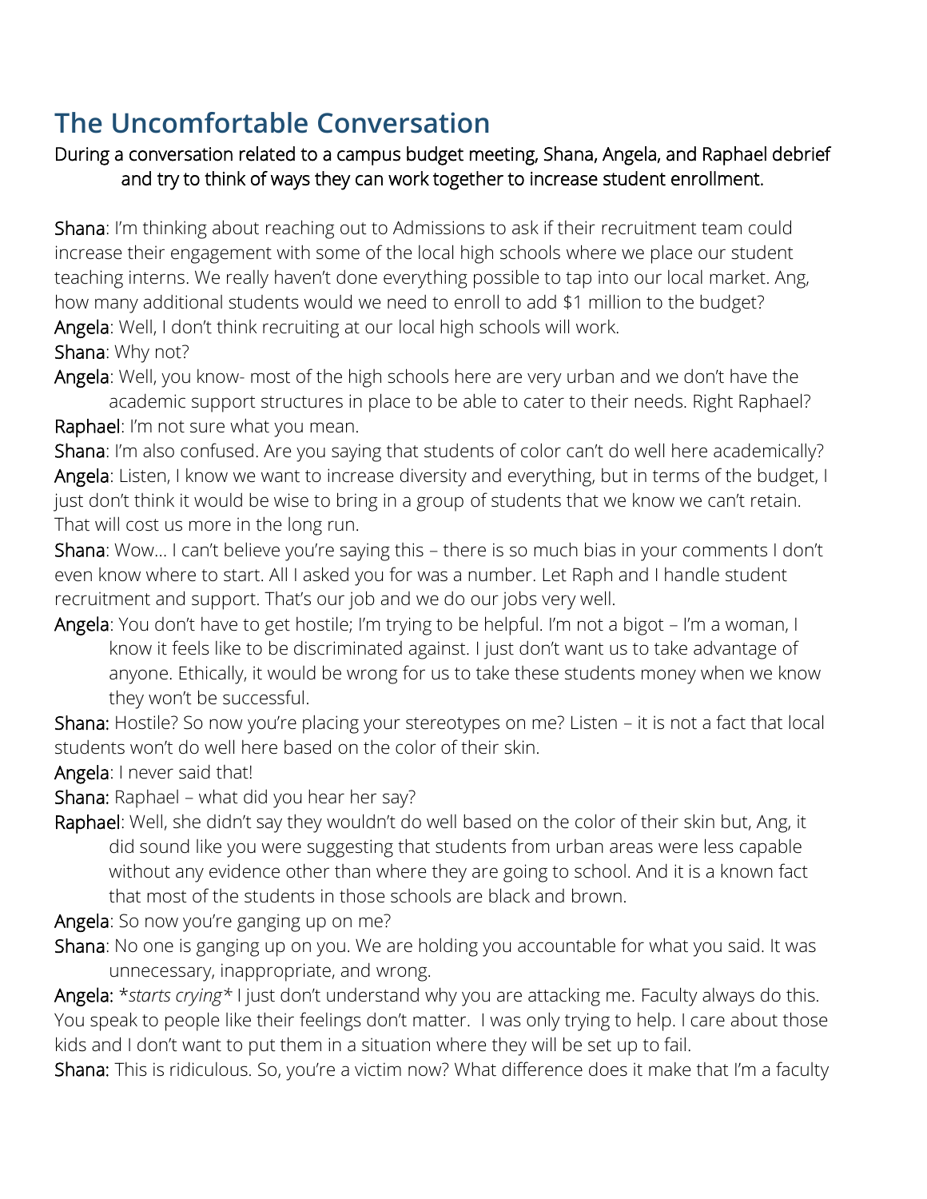## The Uncomfortable Conversation

During a conversation related to a campus budget meeting, Shana, Angela, and Raphael debrief and try to think of ways they can work together to increase student enrollment.

**Shana**: I'm thinking about reaching out to Admissions to ask if their recruitment team could increase their engagement with some of the local high schools where we place our student teaching interns. We really haven't done everything possible to tap into our local market. Ang, how many additional students would we need to enroll to add $1 million to the budget?

**Angela**: Well, I don't think recruiting at our local high schools will work.

**Shana**: Why not?

**Angela**: Well, you know- most of the high schools here are very urban and we don't have the academic support structures in place to be able to cater to their needs. Right Raphael?

**Raphael**: I'm not sure what you mean.

**Shana**: I'm also confused. Are you saying that students of color can't do well here academically?

**Angela**: Listen, I know we want to increase diversity and everything, but in terms of the budget, I just don't think it would be wise to bring in a group of students that we know we can't retain. That will cost us more in the long run.

**Shana**: Wow… I can't believe you're saying this – there is so much bias in your comments I don't even know where to start. All I asked you for was a number. Let Raph and I handle student recruitment and support. That's our job and we do our jobs very well.

**Angela**: You don't have to get hostile; I'm trying to be helpful. I'm not a bigot – I'm a woman, I know it feels like to be discriminated against. I just don't want us to take advantage of anyone. Ethically, it would be wrong for us to take these students money when we know they won't be successful.

**Shana:** Hostile? So now you're placing your stereotypes on me? Listen – it is not a fact that local students won't do well here based on the color of their skin.

**Angela**: I never said that!

**Shana:** Raphael – what did you hear her say?

**Raphael**: Well, she didn't say they wouldn't do well based on the color of their skin but, Ang, it did sound like you were suggesting that students from urban areas were less capable without any evidence other than where they are going to school. And it is a known fact that most of the students in those schools are black and brown.

**Angela**: So now you're ganging up on me?

**Shana**: No one is ganging up on you. We are holding you accountable for what you said. It was unnecessary, inappropriate, and wrong.

**Angela:** **starts crying** I just don't understand why you are attacking me. Faculty always do this. You speak to people like their feelings don't matter. I was only trying to help. I care about those kids and I don't want to put them in a situation where they will be set up to fail.

**Shana:** This is ridiculous. So, you're a victim now? What difference does it make that I'm a faculty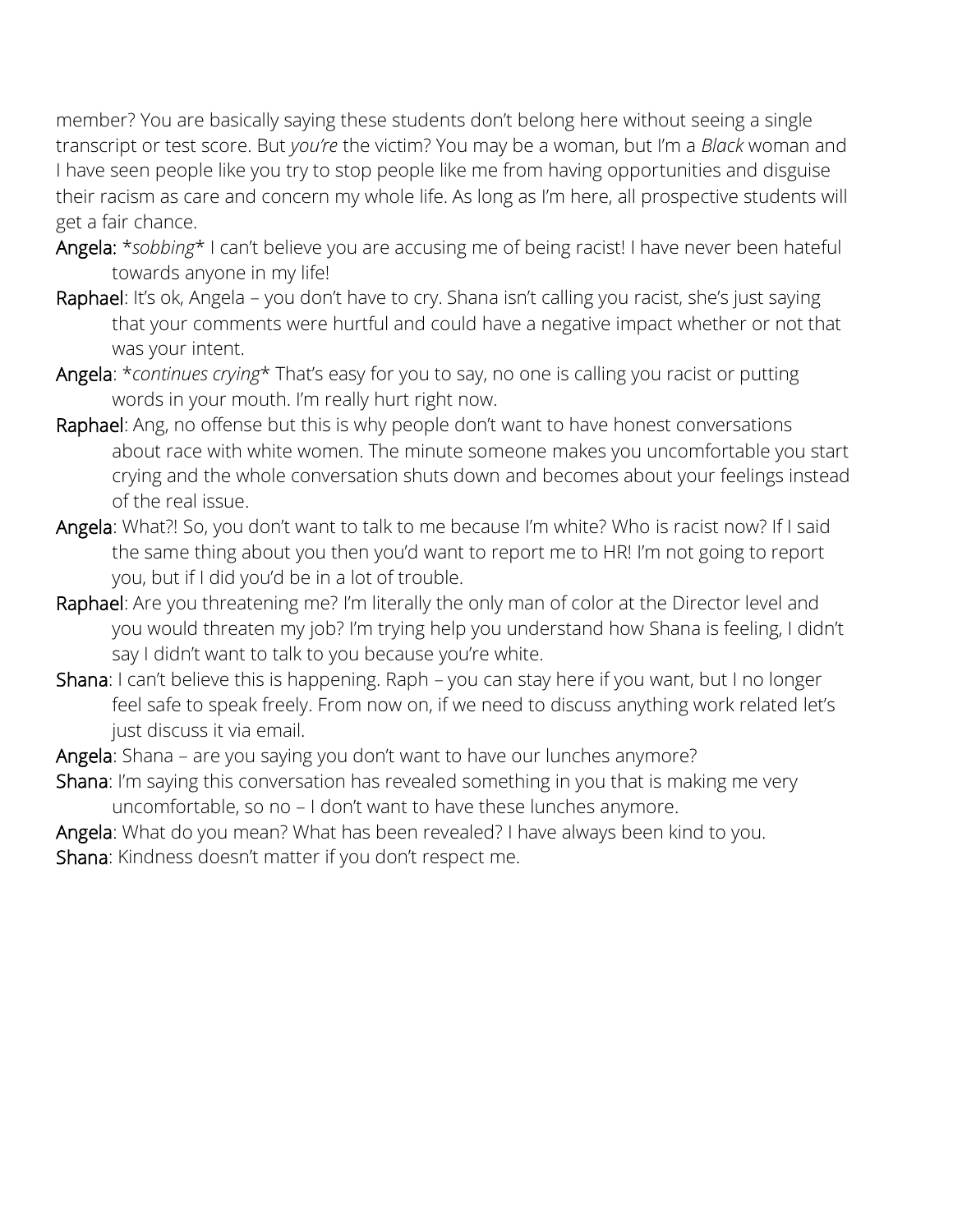member? You are basically saying these students don't belong here without seeing a single transcript or test score. But *you're* the victim? You may be a woman, but I'm a *Black* woman and I have seen people like you try to stop people like me from having opportunities and disguise their racism as care and concern my whole life. As long as I'm here, all prospective students will get a fair chance.

**Angela:** **sobbing** I can't believe you are accusing me of being racist! I have never been hateful towards anyone in my life!

**Raphael**: It's ok, Angela – you don't have to cry. Shana isn't calling you racist, she's just saying that your comments were hurtful and could have a negative impact whether or not that was your intent.

**Angela**: **continues crying** That's easy for you to say, no one is calling you racist or putting words in your mouth. I'm really hurt right now.

**Raphael**: Ang, no offense but this is why people don't want to have honest conversations about race with white women. The minute someone makes you uncomfortable you start crying and the whole conversation shuts down and becomes about your feelings instead of the real issue.

**Angela**: What?! So, you don't want to talk to me because I'm white? Who is racist now? If I said the same thing about you then you'd want to report me to HR! I'm not going to report you, but if I did you'd be in a lot of trouble.

**Raphael**: Are you threatening me? I'm literally the only man of color at the Director level and you would threaten my job? I'm trying help you understand how Shana is feeling, I didn't say I didn't want to talk to you because you're white.

**Shana**: I can't believe this is happening. Raph – you can stay here if you want, but I no longer feel safe to speak freely. From now on, if we need to discuss anything work related let's just discuss it via email.

**Angela**: Shana – are you saying you don't want to have our lunches anymore?

**Shana**: I'm saying this conversation has revealed something in you that is making me very uncomfortable, so no – I don't want to have these lunches anymore.

**Angela**: What do you mean? What has been revealed? I have always been kind to you.

**Shana**: Kindness doesn't matter if you don't respect me.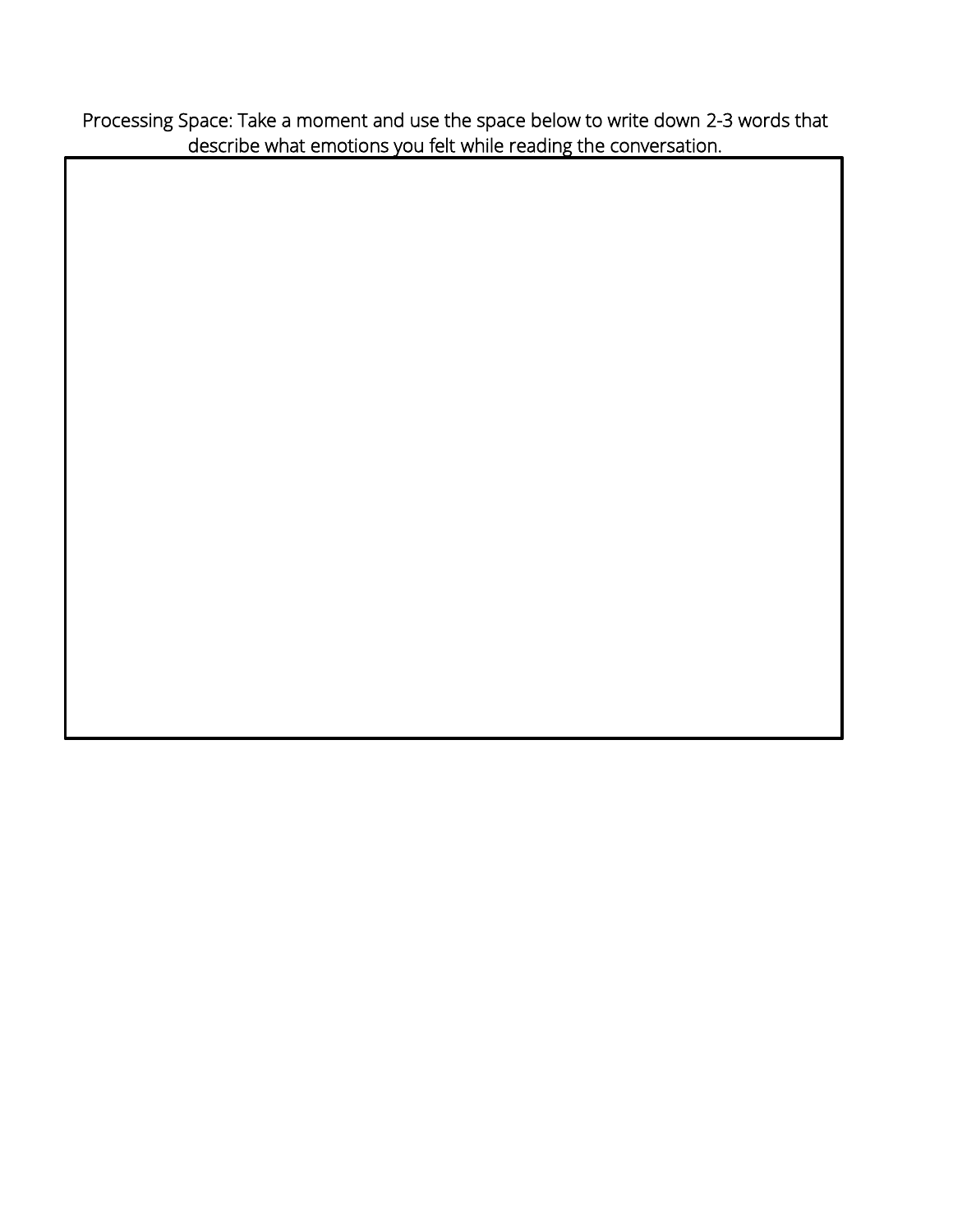Processing Space: Take a moment and use the space below to write down 2-3 words that describe what emotions you felt while reading the conversation.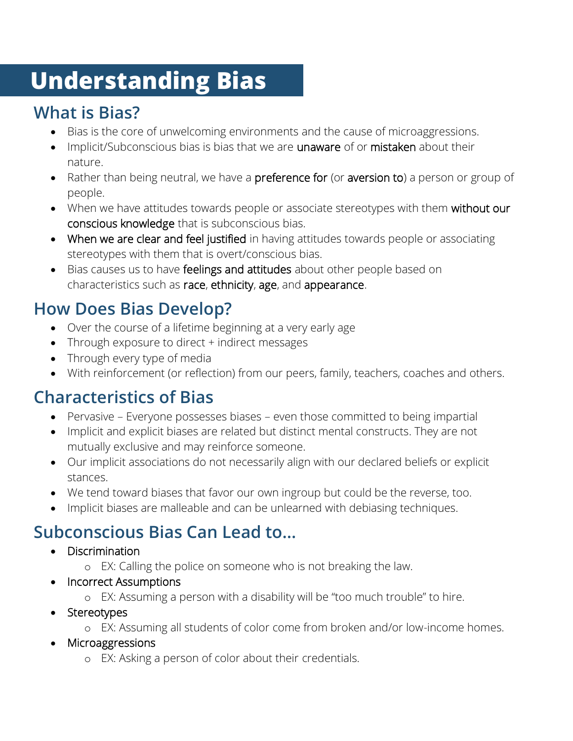# Understanding Bias

## What is Bias?

- Bias is the core of unwelcoming environments and the cause of microaggressions.
- Implicit/Subconscious bias is bias that we are **unaware** of or **mistaken** about their nature.
- Rather than being neutral, we have a **preference for** (or **aversion to**) a person or group of people.
- When we have attitudes towards people or associate stereotypes with them **without our conscious knowledge** that is subconscious bias.
- **When we are clear and feel justified** in having attitudes towards people or associating stereotypes with them that is overt/conscious bias.
- Bias causes us to have **feelings and attitudes** about other people based on characteristics such as **race**, **ethnicity**, **age**, and **appearance**.

## How Does Bias Develop?

- Over the course of a lifetime beginning at a very early age
- Through exposure to direct + indirect messages
- Through every type of media
- With reinforcement (or reflection) from our peers, family, teachers, coaches and others.

## Characteristics of Bias

- Pervasive – Everyone possesses biases – even those committed to being impartial
- Implicit and explicit biases are related but distinct mental constructs. They are not mutually exclusive and may reinforce someone.
- Our implicit associations do not necessarily align with our declared beliefs or explicit stances.
- We tend toward biases that favor our own ingroup but could be the reverse, too.
- Implicit biases are malleable and can be unlearned with debiasing techniques.

## Subconscious Bias Can Lead to…

- Discrimination
  - EX: Calling the police on someone who is not breaking the law.
- Incorrect Assumptions
  - EX: Assuming a person with a disability will be "too much trouble" to hire.
- Stereotypes
  - EX: Assuming all students of color come from broken and/or low-income homes.
- Microaggressions
  - EX: Asking a person of color about their credentials.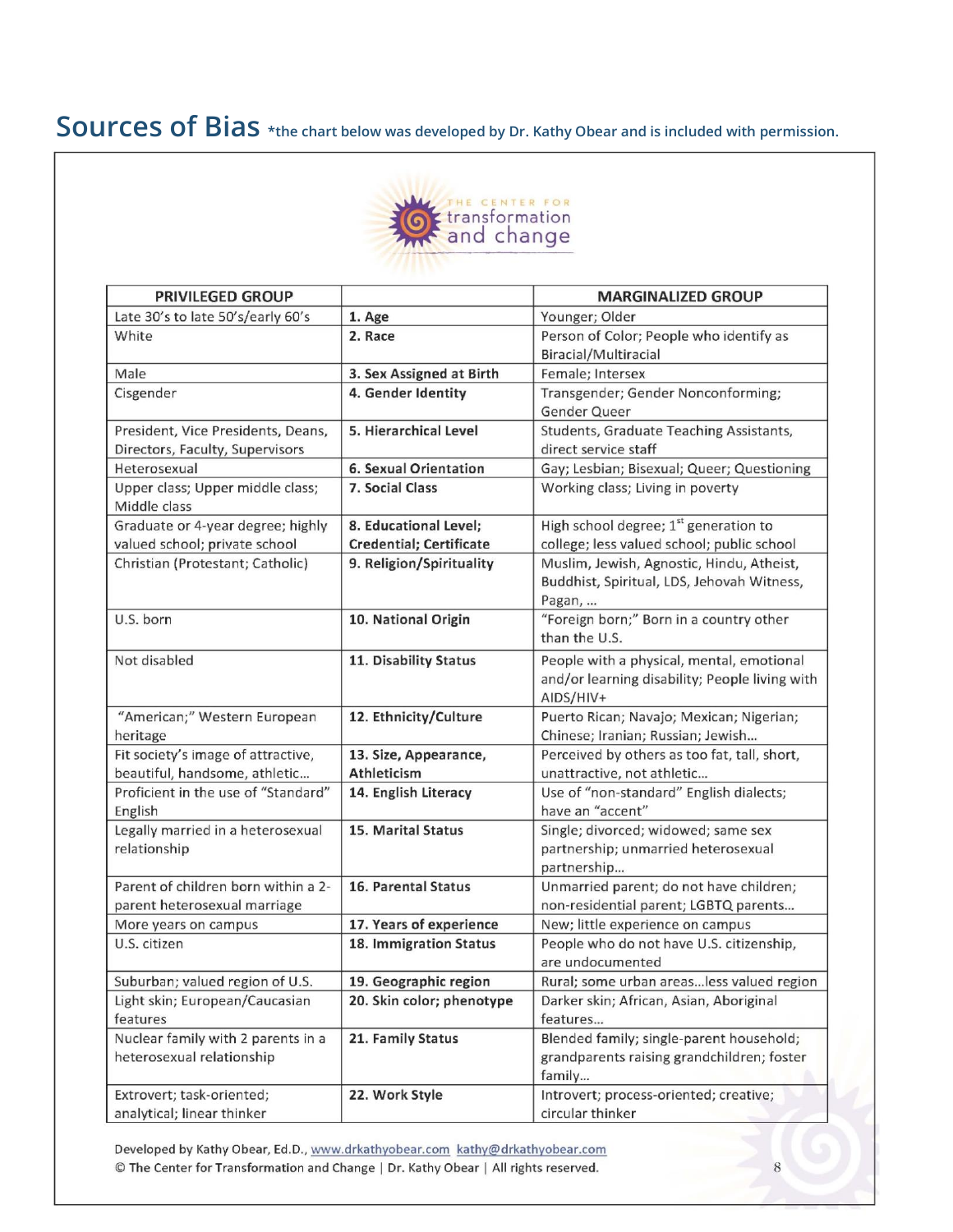## Sources of Bias *the chart below was developed by Dr. Kathy Obear and is included with permission.

THE CENTER FOR transformation and change

| PRIVILEGED GROUP | | MARGINALIZED GROUP |
|---|---|---|
| Late 30's to late 50's/early 60's | **1. Age** | Younger; Older |
| White | **2. Race** | Person of Color; People who identify as Biracial/Multiracial |
| Male | **3. Sex Assigned at Birth** | Female; Intersex |
| Cisgender | **4. Gender Identity** | Transgender; Gender Nonconforming; Gender Queer |
| President, Vice Presidents, Deans, Directors, Faculty, Supervisors | **5. Hierarchical Level** | Students, Graduate Teaching Assistants, direct service staff |
| Heterosexual | **6. Sexual Orientation** | Gay; Lesbian; Bisexual; Queer; Questioning |
| Upper class; Upper middle class; Middle class | **7. Social Class** | Working class; Living in poverty |
| Graduate or 4-year degree; highly valued school; private school | **8. Educational Level; Credential; Certificate** | High school degree; 1st generation to college; less valued school; public school |
| Christian (Protestant; Catholic) | **9. Religion/Spirituality** | Muslim, Jewish, Agnostic, Hindu, Atheist, Buddhist, Spiritual, LDS, Jehovah Witness, Pagan, ... |
| U.S. born | **10. National Origin** | "Foreign born;" Born in a country other than the U.S. |
| Not disabled | **11. Disability Status** | People with a physical, mental, emotional and/or learning disability; People living with AIDS/HIV+ |
| "American;" Western European heritage | **12. Ethnicity/Culture** | Puerto Rican; Navajo; Mexican; Nigerian; Chinese; Iranian; Russian; Jewish... |
| Fit society's image of attractive, beautiful, handsome, athletic... | **13. Size, Appearance, Athleticism** | Perceived by others as too fat, tall, short, unattractive, not athletic... |
| Proficient in the use of "Standard" English | **14. English Literacy** | Use of "non-standard" English dialects; have an "accent" |
| Legally married in a heterosexual relationship | **15. Marital Status** | Single; divorced; widowed; same sex partnership; unmarried heterosexual partnership... |
| Parent of children born within a 2-parent heterosexual marriage | **16. Parental Status** | Unmarried parent; do not have children; non-residential parent; LGBTQ parents... |
| More years on campus | **17. Years of experience** | New; little experience on campus |
| U.S. citizen | **18. Immigration Status** | People who do not have U.S. citizenship, are undocumented |
| Suburban; valued region of U.S. | **19. Geographic region** | Rural; some urban areas...less valued region |
| Light skin; European/Caucasian features | **20. Skin color; phenotype** | Darker skin; African, Asian, Aboriginal features... |
| Nuclear family with 2 parents in a heterosexual relationship | **21. Family Status** | Blended family; single-parent household; grandparents raising grandchildren; foster family... |
| Extrovert; task-oriented; analytical; linear thinker | **22. Work Style** | Introvert; process-oriented; creative; circular thinker |

Developed by Kathy Obear, Ed.D., www.drkathyobear.com kathy@drkathyobear.com
© The Center for Transformation and Change | Dr. Kathy Obear | All rights reserved.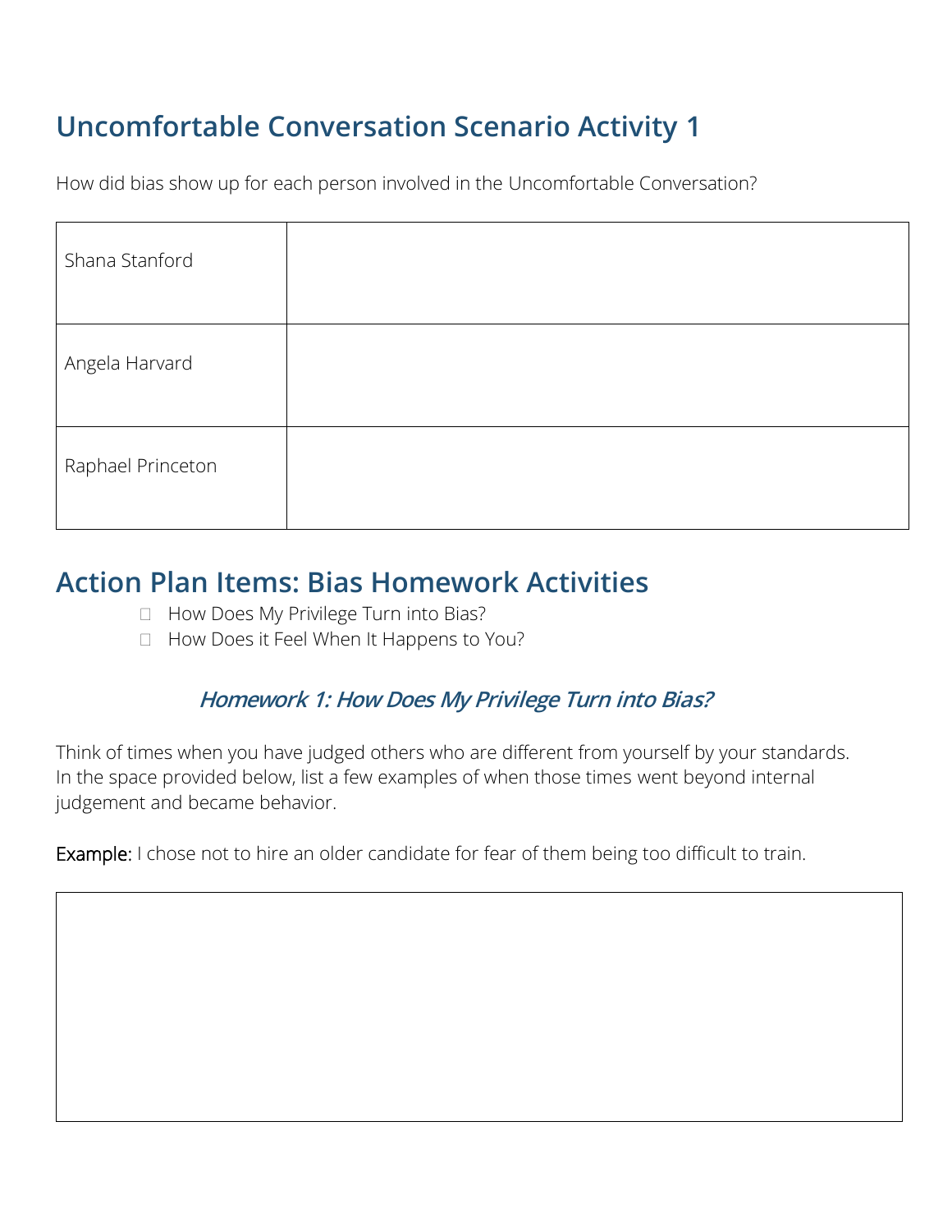## Uncomfortable Conversation Scenario Activity 1

How did bias show up for each person involved in the Uncomfortable Conversation?

| | |
|---|---|
| Shana Stanford | |
| Angela Harvard | |
| Raphael Princeton | |

## Action Plan Items: Bias Homework Activities

- ☐ How Does My Privilege Turn into Bias?
- ☐ How Does it Feel When It Happens to You?

### *Homework 1: How Does My Privilege Turn into Bias?*

Think of times when you have judged others who are different from yourself by your standards. In the space provided below, list a few examples of when those times went beyond internal judgement and became behavior.

**Example:** I chose not to hire an older candidate for fear of them being too difficult to train.

| |
|---|
| |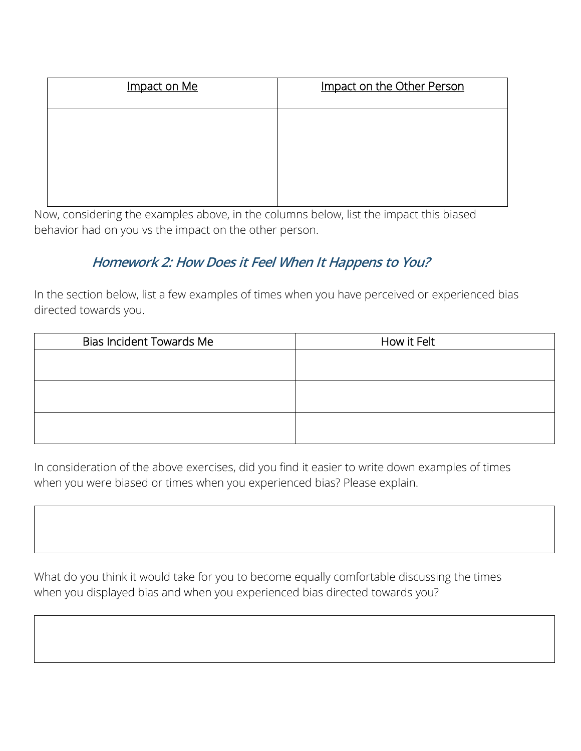| Impact on Me | Impact on the Other Person |
| --- | --- |
| | |

Now, considering the examples above, in the columns below, list the impact this biased behavior had on you vs the impact on the other person.

## *Homework 2: How Does it Feel When It Happens to You?*

In the section below, list a few examples of times when you have perceived or experienced bias directed towards you.

| Bias Incident Towards Me | How it Felt |
| --- | --- |
| | |
| | |
| | |

In consideration of the above exercises, did you find it easier to write down examples of times when you were biased or times when you experienced bias? Please explain.

| |
| --- |
| |

What do you think it would take for you to become equally comfortable discussing the times when you displayed bias and when you experienced bias directed towards you?

| |
| --- |
| |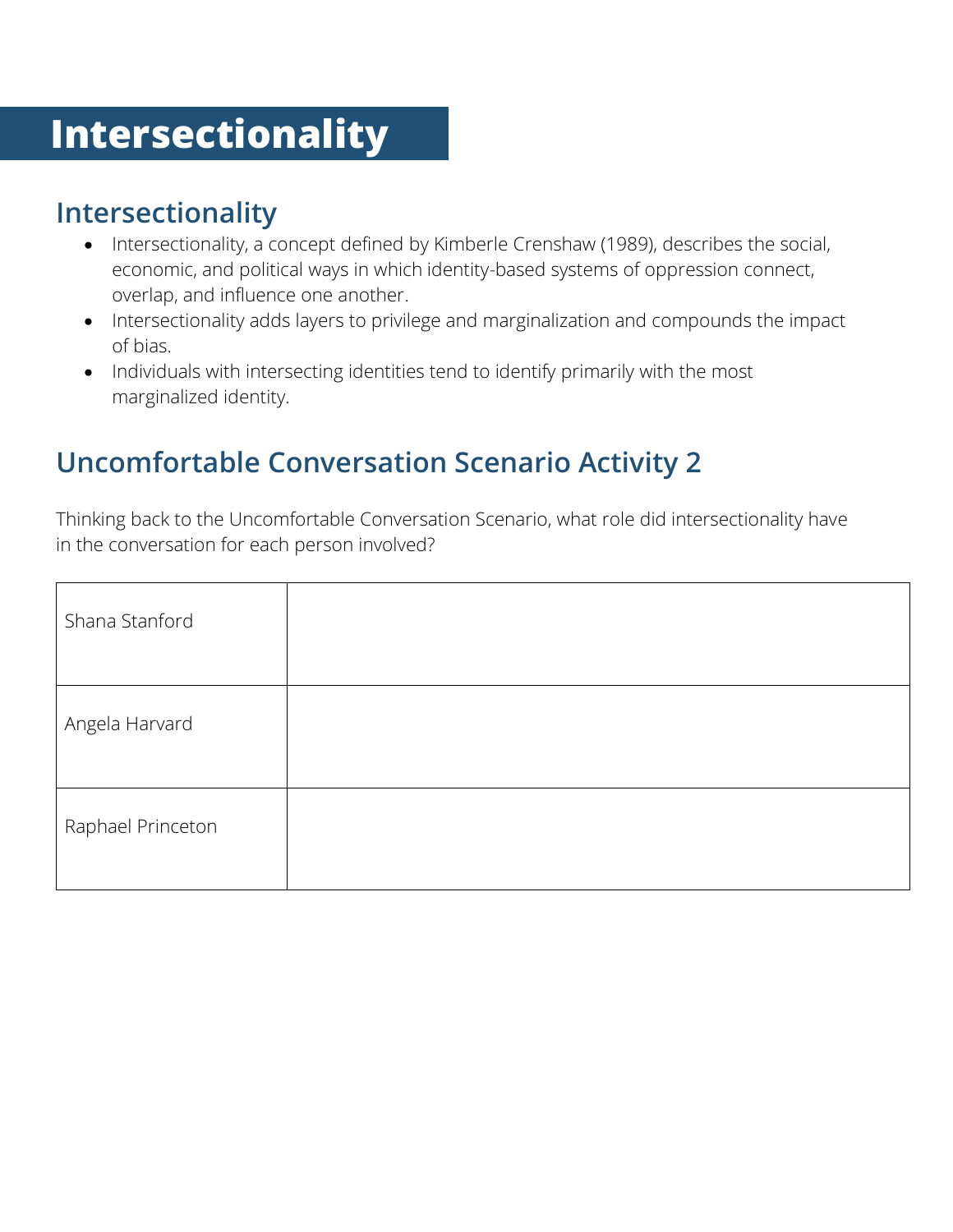# Intersectionality

## Intersectionality

- Intersectionality, a concept defined by Kimberle Crenshaw (1989), describes the social, economic, and political ways in which identity-based systems of oppression connect, overlap, and influence one another.
- Intersectionality adds layers to privilege and marginalization and compounds the impact of bias.
- Individuals with intersecting identities tend to identify primarily with the most marginalized identity.

## Uncomfortable Conversation Scenario Activity 2

Thinking back to the Uncomfortable Conversation Scenario, what role did intersectionality have in the conversation for each person involved?

| | |
|---|---|
| Shana Stanford | |
| Angela Harvard | |
| Raphael Princeton | |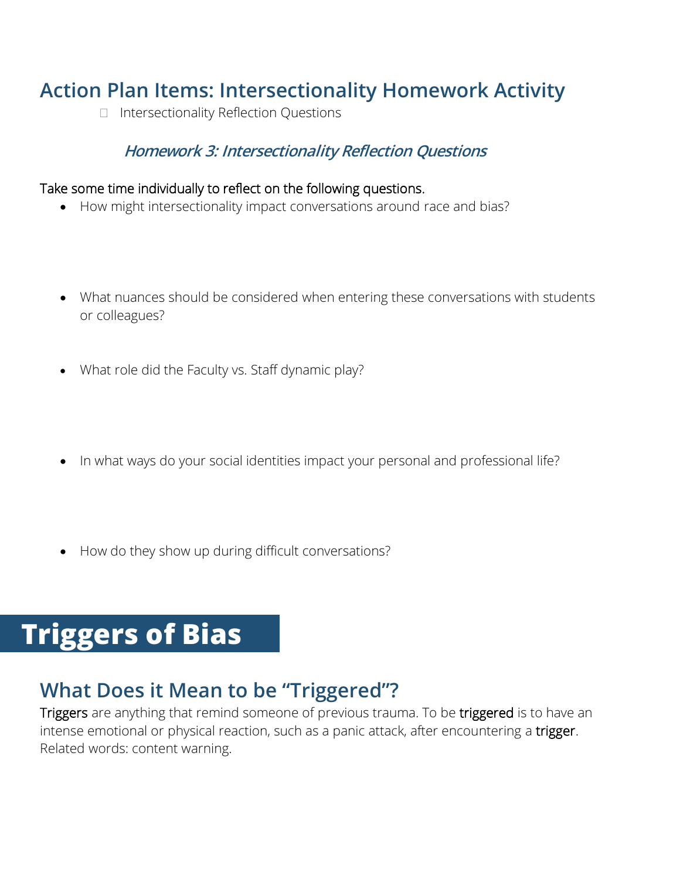## Action Plan Items: Intersectionality Homework Activity

- ☐ Intersectionality Reflection Questions

### *Homework 3: Intersectionality Reflection Questions*

Take some time individually to reflect on the following questions.

- How might intersectionality impact conversations around race and bias?

- What nuances should be considered when entering these conversations with students or colleagues?

- What role did the Faculty vs. Staff dynamic play?

- In what ways do your social identities impact your personal and professional life?

- How do they show up during difficult conversations?

# Triggers of Bias

## What Does it Mean to be "Triggered"?

Triggers are anything that remind someone of previous trauma. To be triggered is to have an intense emotional or physical reaction, such as a panic attack, after encountering a trigger. Related words: content warning.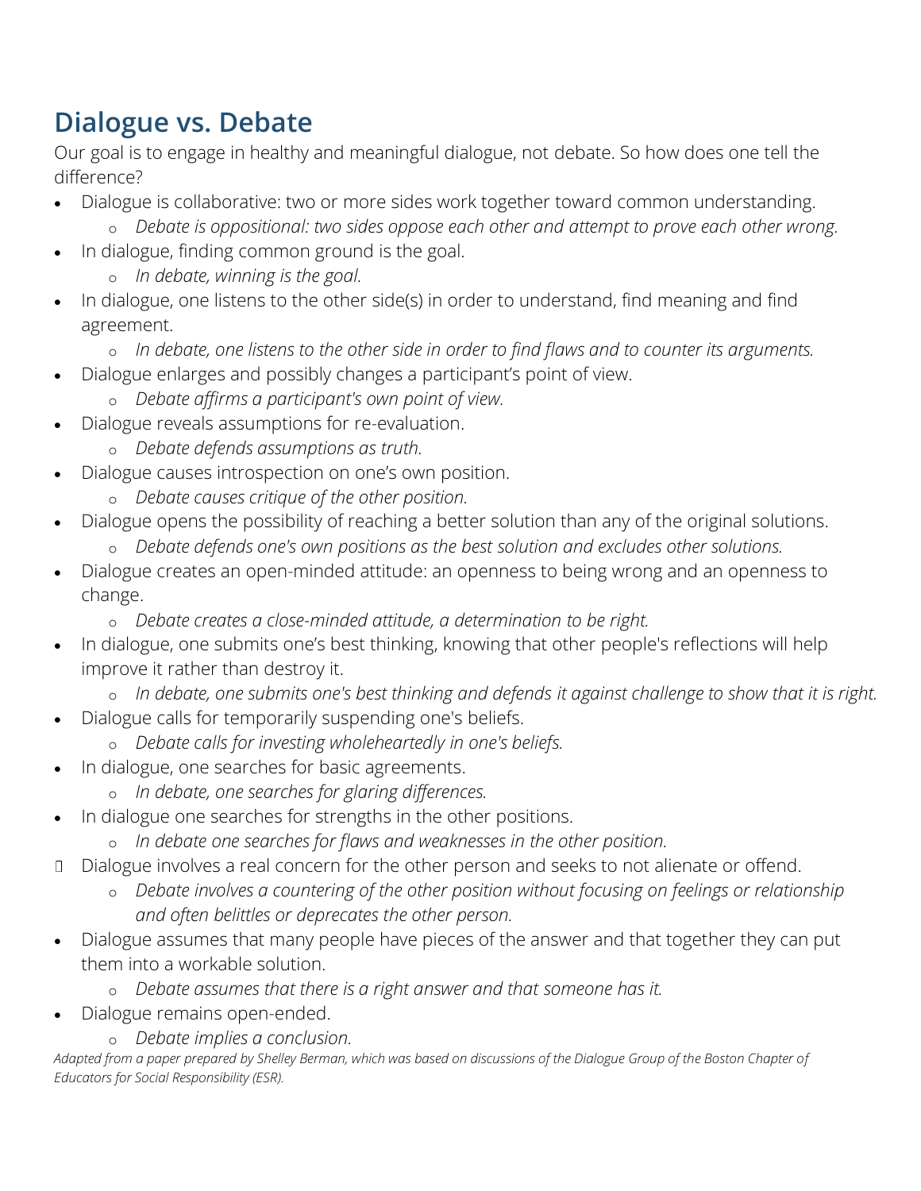## Dialogue vs. Debate

Our goal is to engage in healthy and meaningful dialogue, not debate. So how does one tell the difference?

- Dialogue is collaborative: two or more sides work together toward common understanding.
  - *Debate is oppositional: two sides oppose each other and attempt to prove each other wrong.*
- In dialogue, finding common ground is the goal.
  - *In debate, winning is the goal.*
- In dialogue, one listens to the other side(s) in order to understand, find meaning and find agreement.
  - *In debate, one listens to the other side in order to find flaws and to counter its arguments.*
- Dialogue enlarges and possibly changes a participant's point of view.
  - *Debate affirms a participant's own point of view.*
- Dialogue reveals assumptions for re-evaluation.
  - *Debate defends assumptions as truth.*
- Dialogue causes introspection on one's own position.
  - *Debate causes critique of the other position.*
- Dialogue opens the possibility of reaching a better solution than any of the original solutions.
  - *Debate defends one's own positions as the best solution and excludes other solutions.*
- Dialogue creates an open-minded attitude: an openness to being wrong and an openness to change.
  - *Debate creates a close-minded attitude, a determination to be right.*
- In dialogue, one submits one's best thinking, knowing that other people's reflections will help improve it rather than destroy it.
  - *In debate, one submits one's best thinking and defends it against challenge to show that it is right.*
- Dialogue calls for temporarily suspending one's beliefs.
  - *Debate calls for investing wholeheartedly in one's beliefs.*
- In dialogue, one searches for basic agreements.
  - *In debate, one searches for glaring differences.*
- In dialogue one searches for strengths in the other positions.
  - *In debate one searches for flaws and weaknesses in the other position.*
- Dialogue involves a real concern for the other person and seeks to not alienate or offend.
  - *Debate involves a countering of the other position without focusing on feelings or relationship and often belittles or deprecates the other person.*
- Dialogue assumes that many people have pieces of the answer and that together they can put them into a workable solution.
  - *Debate assumes that there is a right answer and that someone has it.*
- Dialogue remains open-ended.
  - *Debate implies a conclusion.*

*Adapted from a paper prepared by Shelley Berman, which was based on discussions of the Dialogue Group of the Boston Chapter of Educators for Social Responsibility (ESR).*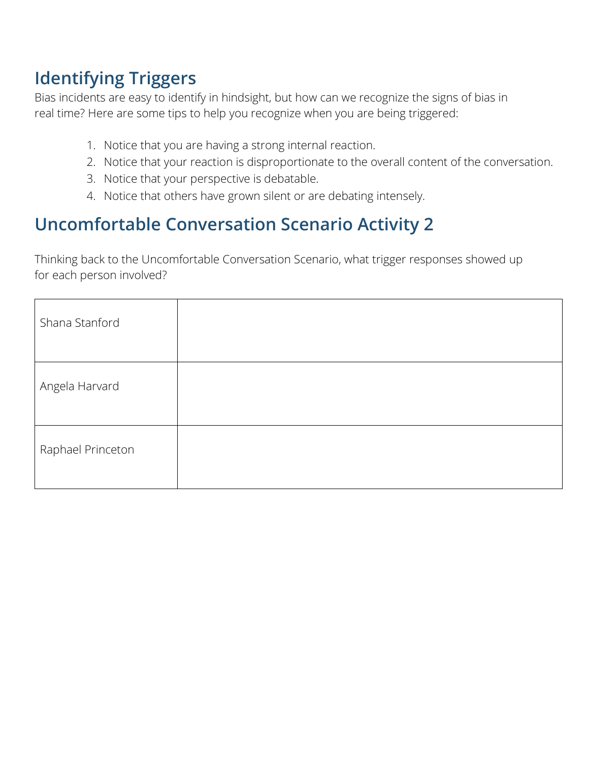## Identifying Triggers

Bias incidents are easy to identify in hindsight, but how can we recognize the signs of bias in real time? Here are some tips to help you recognize when you are being triggered:

1. Notice that you are having a strong internal reaction.
2. Notice that your reaction is disproportionate to the overall content of the conversation.
3. Notice that your perspective is debatable.
4. Notice that others have grown silent or are debating intensely.

## Uncomfortable Conversation Scenario Activity 2

Thinking back to the Uncomfortable Conversation Scenario, what trigger responses showed up for each person involved?

| | |
|---|---|
| Shana Stanford | |
| Angela Harvard | |
| Raphael Princeton | |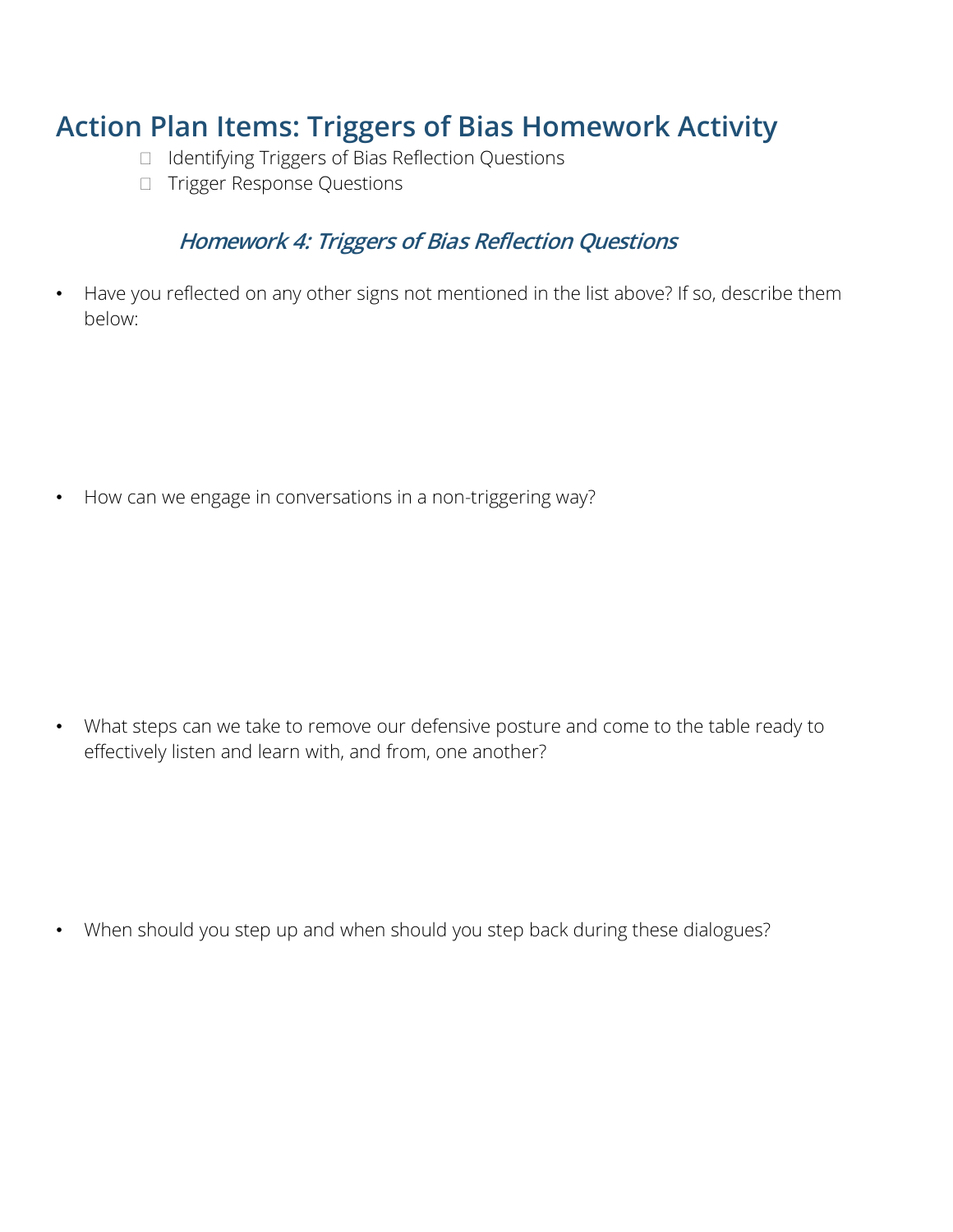# Action Plan Items: Triggers of Bias Homework Activity

- [ ] Identifying Triggers of Bias Reflection Questions
- [ ] Trigger Response Questions

### *Homework 4: Triggers of Bias Reflection Questions*

- Have you reflected on any other signs not mentioned in the list above? If so, describe them below:

- How can we engage in conversations in a non-triggering way?

- What steps can we take to remove our defensive posture and come to the table ready to effectively listen and learn with, and from, one another?

- When should you step up and when should you step back during these dialogues?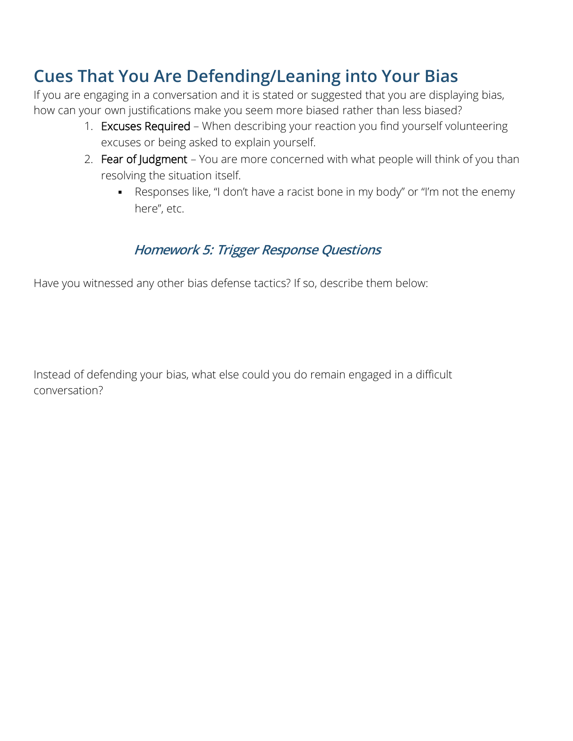## Cues That You Are Defending/Leaning into Your Bias

If you are engaging in a conversation and it is stated or suggested that you are displaying bias, how can your own justifications make you seem more biased rather than less biased?

1. Excuses Required – When describing your reaction you find yourself volunteering excuses or being asked to explain yourself.
2. Fear of Judgment – You are more concerned with what people will think of you than resolving the situation itself.
   - Responses like, "I don't have a racist bone in my body" or "I'm not the enemy here", etc.

### *Homework 5: Trigger Response Questions*

Have you witnessed any other bias defense tactics? If so, describe them below:

Instead of defending your bias, what else could you do remain engaged in a difficult conversation?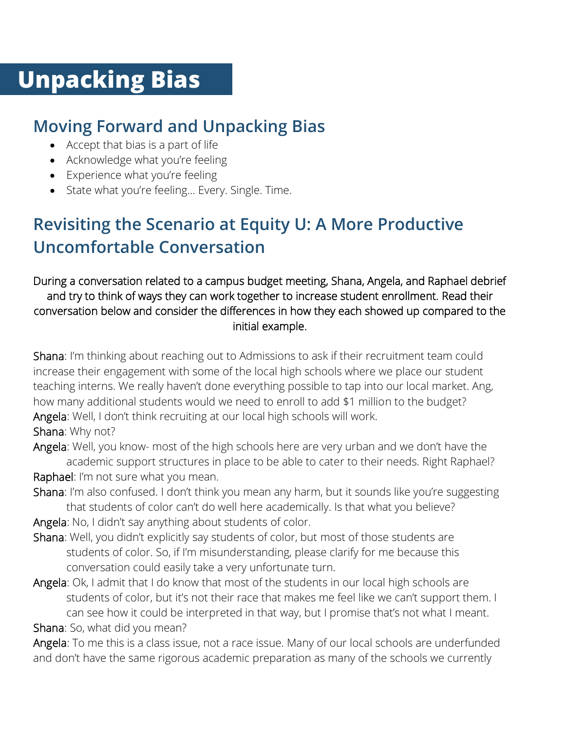# Unpacking Bias

## Moving Forward and Unpacking Bias

- Accept that bias is a part of life
- Acknowledge what you're feeling
- Experience what you're feeling
- State what you're feeling… Every. Single. Time.

## Revisiting the Scenario at Equity U: A More Productive Uncomfortable Conversation

During a conversation related to a campus budget meeting, Shana, Angela, and Raphael debrief and try to think of ways they can work together to increase student enrollment. Read their conversation below and consider the differences in how they each showed up compared to the initial example.

Shana: I'm thinking about reaching out to Admissions to ask if their recruitment team could increase their engagement with some of the local high schools where we place our student teaching interns. We really haven't done everything possible to tap into our local market. Ang, how many additional students would we need to enroll to add $1 million to the budget?

Angela: Well, I don't think recruiting at our local high schools will work.

Shana: Why not?

Angela: Well, you know- most of the high schools here are very urban and we don't have the academic support structures in place to be able to cater to their needs. Right Raphael?

Raphael: I'm not sure what you mean.

Shana: I'm also confused. I don't think you mean any harm, but it sounds like you're suggesting that students of color can't do well here academically. Is that what you believe?

Angela: No, I didn't say anything about students of color.

Shana: Well, you didn't explicitly say students of color, but most of those students are students of color. So, if I'm misunderstanding, please clarify for me because this conversation could easily take a very unfortunate turn.

Angela: Ok, I admit that I do know that most of the students in our local high schools are students of color, but it's not their race that makes me feel like we can't support them. I can see how it could be interpreted in that way, but I promise that's not what I meant.

Shana: So, what did you mean?

Angela: To me this is a class issue, not a race issue. Many of our local schools are underfunded and don't have the same rigorous academic preparation as many of the schools we currently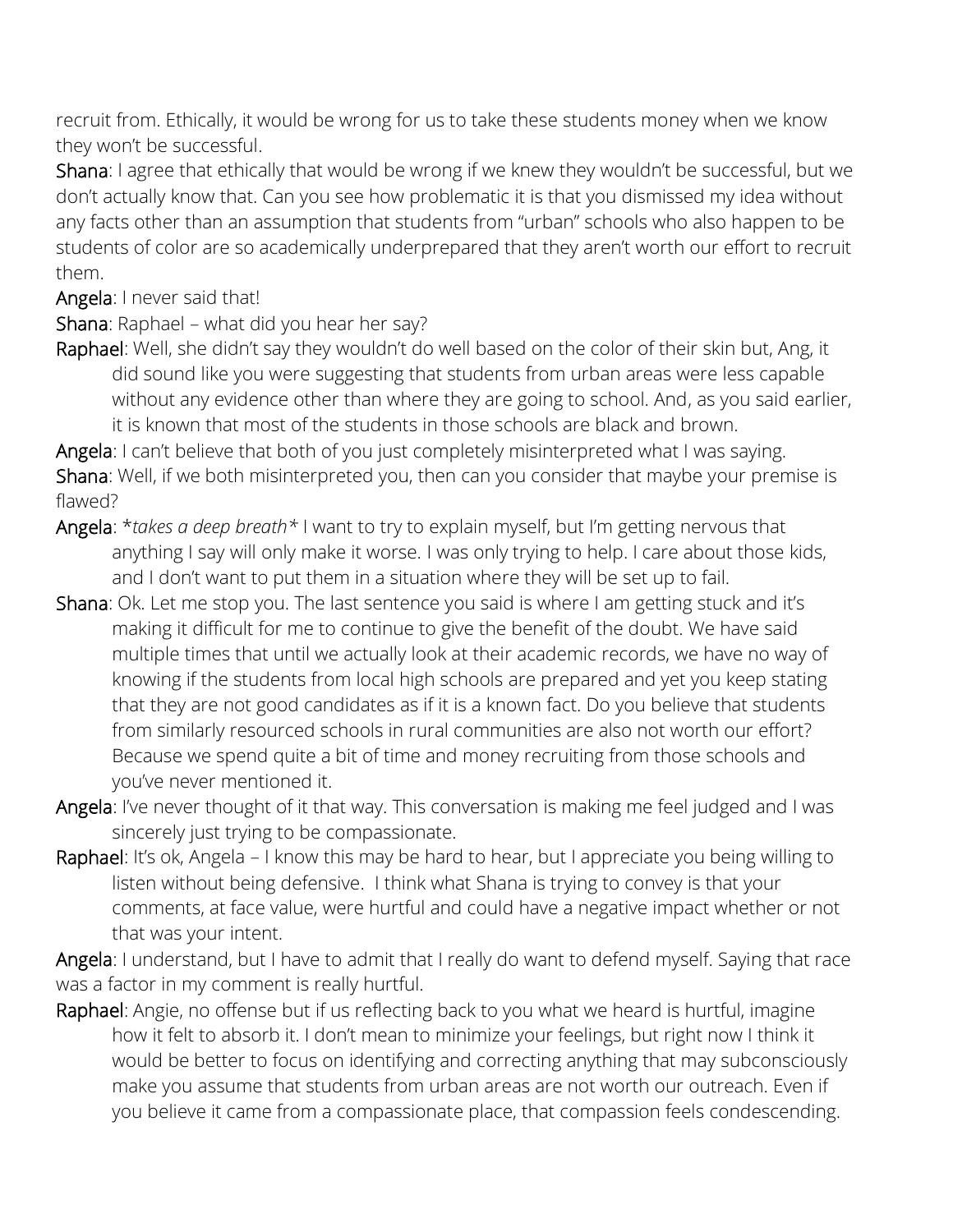recruit from. Ethically, it would be wrong for us to take these students money when we know they won't be successful.

**Shana**: I agree that ethically that would be wrong if we knew they wouldn't be successful, but we don't actually know that. Can you see how problematic it is that you dismissed my idea without any facts other than an assumption that students from "urban" schools who also happen to be students of color are so academically underprepared that they aren't worth our effort to recruit them.

**Angela**: I never said that!

**Shana**: Raphael – what did you hear her say?

**Raphael**: Well, she didn't say they wouldn't do well based on the color of their skin but, Ang, it did sound like you were suggesting that students from urban areas were less capable without any evidence other than where they are going to school. And, as you said earlier, it is known that most of the students in those schools are black and brown.

**Angela**: I can't believe that both of you just completely misinterpreted what I was saying.

**Shana**: Well, if we both misinterpreted you, then can you consider that maybe your premise is flawed?

**Angela**: **takes a deep breath** I want to try to explain myself, but I'm getting nervous that anything I say will only make it worse. I was only trying to help. I care about those kids, and I don't want to put them in a situation where they will be set up to fail.

**Shana**: Ok. Let me stop you. The last sentence you said is where I am getting stuck and it's making it difficult for me to continue to give the benefit of the doubt. We have said multiple times that until we actually look at their academic records, we have no way of knowing if the students from local high schools are prepared and yet you keep stating that they are not good candidates as if it is a known fact. Do you believe that students from similarly resourced schools in rural communities are also not worth our effort? Because we spend quite a bit of time and money recruiting from those schools and you've never mentioned it.

**Angela**: I've never thought of it that way. This conversation is making me feel judged and I was sincerely just trying to be compassionate.

**Raphael**: It's ok, Angela – I know this may be hard to hear, but I appreciate you being willing to listen without being defensive. I think what Shana is trying to convey is that your comments, at face value, were hurtful and could have a negative impact whether or not that was your intent.

**Angela**: I understand, but I have to admit that I really do want to defend myself. Saying that race was a factor in my comment is really hurtful.

**Raphael**: Angie, no offense but if us reflecting back to you what we heard is hurtful, imagine how it felt to absorb it. I don't mean to minimize your feelings, but right now I think it would be better to focus on identifying and correcting anything that may subconsciously make you assume that students from urban areas are not worth our outreach. Even if you believe it came from a compassionate place, that compassion feels condescending.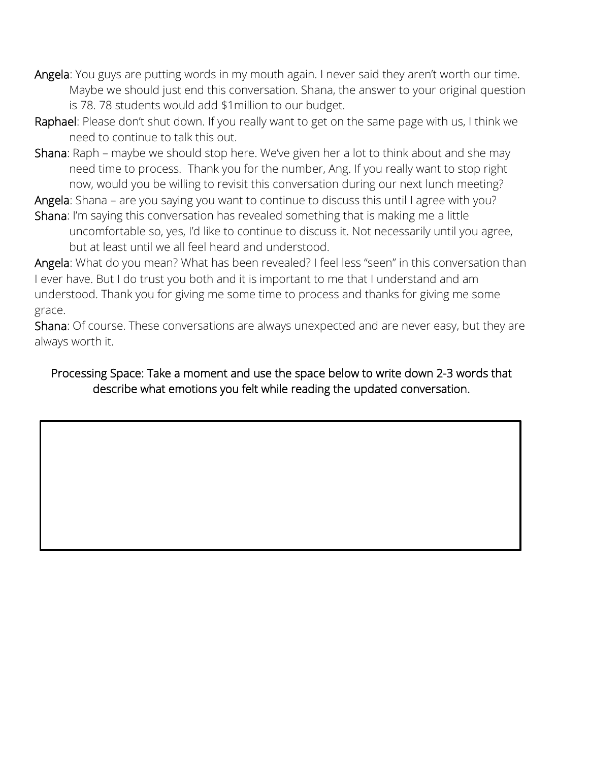**Angela**: You guys are putting words in my mouth again. I never said they aren't worth our time. Maybe we should just end this conversation. Shana, the answer to your original question is 78. 78 students would add $1million to our budget.

**Raphael**: Please don't shut down. If you really want to get on the same page with us, I think we need to continue to talk this out.

**Shana**: Raph – maybe we should stop here. We've given her a lot to think about and she may need time to process. Thank you for the number, Ang. If you really want to stop right now, would you be willing to revisit this conversation during our next lunch meeting?

**Angela**: Shana – are you saying you want to continue to discuss this until I agree with you?

**Shana**: I'm saying this conversation has revealed something that is making me a little uncomfortable so, yes, I'd like to continue to discuss it. Not necessarily until you agree, but at least until we all feel heard and understood.

**Angela**: What do you mean? What has been revealed? I feel less "seen" in this conversation than I ever have. But I do trust you both and it is important to me that I understand and am understood. Thank you for giving me some time to process and thanks for giving me some grace.

**Shana**: Of course. These conversations are always unexpected and are never easy, but they are always worth it.

Processing Space: Take a moment and use the space below to write down 2-3 words that describe what emotions you felt while reading the updated conversation.

| |
|---|
| |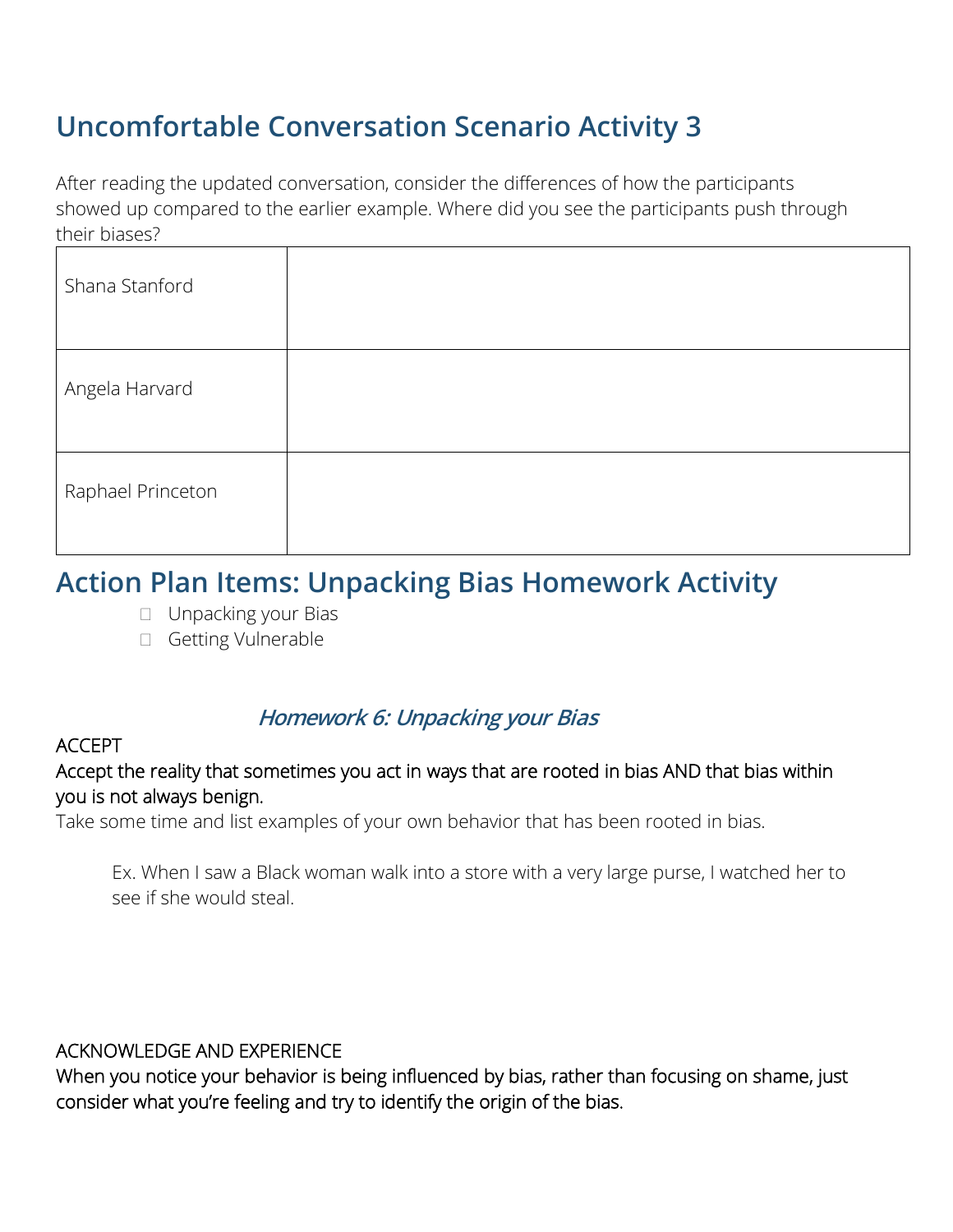## Uncomfortable Conversation Scenario Activity 3

After reading the updated conversation, consider the differences of how the participants showed up compared to the earlier example. Where did you see the participants push through their biases?

| | |
|---|---|
| Shana Stanford | |
| Angela Harvard | |
| Raphael Princeton | |

## Action Plan Items: Unpacking Bias Homework Activity

- [ ] Unpacking your Bias
- [ ] Getting Vulnerable

### *Homework 6: Unpacking your Bias*

ACCEPT

Accept the reality that sometimes you act in ways that are rooted in bias AND that bias within you is not always benign.

Take some time and list examples of your own behavior that has been rooted in bias.

> Ex. When I saw a Black woman walk into a store with a very large purse, I watched her to see if she would steal.

ACKNOWLEDGE AND EXPERIENCE

When you notice your behavior is being influenced by bias, rather than focusing on shame, just consider what you're feeling and try to identify the origin of the bias.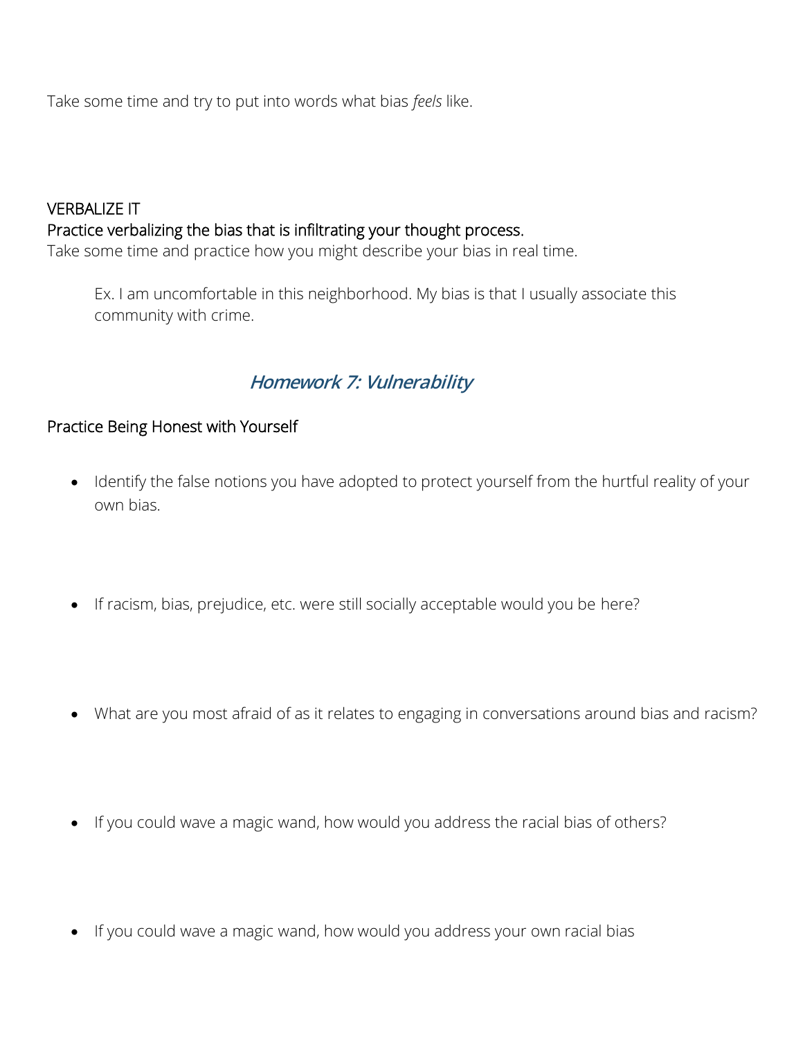Take some time and try to put into words what bias *feels* like.

VERBALIZE IT

Practice verbalizing the bias that is infiltrating your thought process.

Take some time and practice how you might describe your bias in real time.

> Ex. I am uncomfortable in this neighborhood. My bias is that I usually associate this community with crime.

## *Homework 7: Vulnerability*

Practice Being Honest with Yourself

- Identify the false notions you have adopted to protect yourself from the hurtful reality of your own bias.

- If racism, bias, prejudice, etc. were still socially acceptable would you be here?

- What are you most afraid of as it relates to engaging in conversations around bias and racism?

- If you could wave a magic wand, how would you address the racial bias of others?

- If you could wave a magic wand, how would you address your own racial bias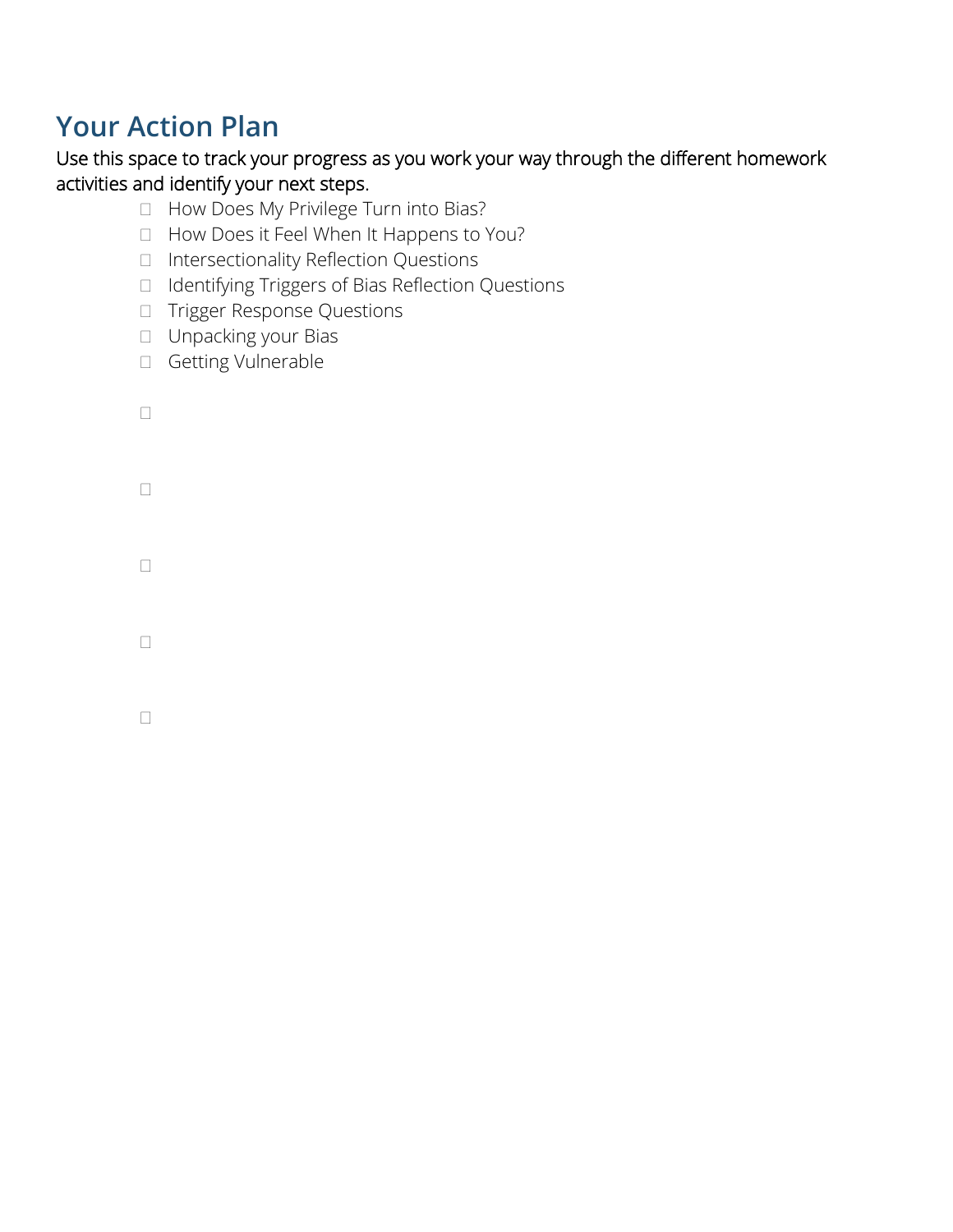## Your Action Plan

Use this space to track your progress as you work your way through the different homework activities and identify your next steps.

- [ ] How Does My Privilege Turn into Bias?
- [ ] How Does it Feel When It Happens to You?
- [ ] Intersectionality Reflection Questions
- [ ] Identifying Triggers of Bias Reflection Questions
- [ ] Trigger Response Questions
- [ ] Unpacking your Bias
- [ ] Getting Vulnerable

- [ ] 

- [ ] 

- [ ] 

- [ ] 

- [ ]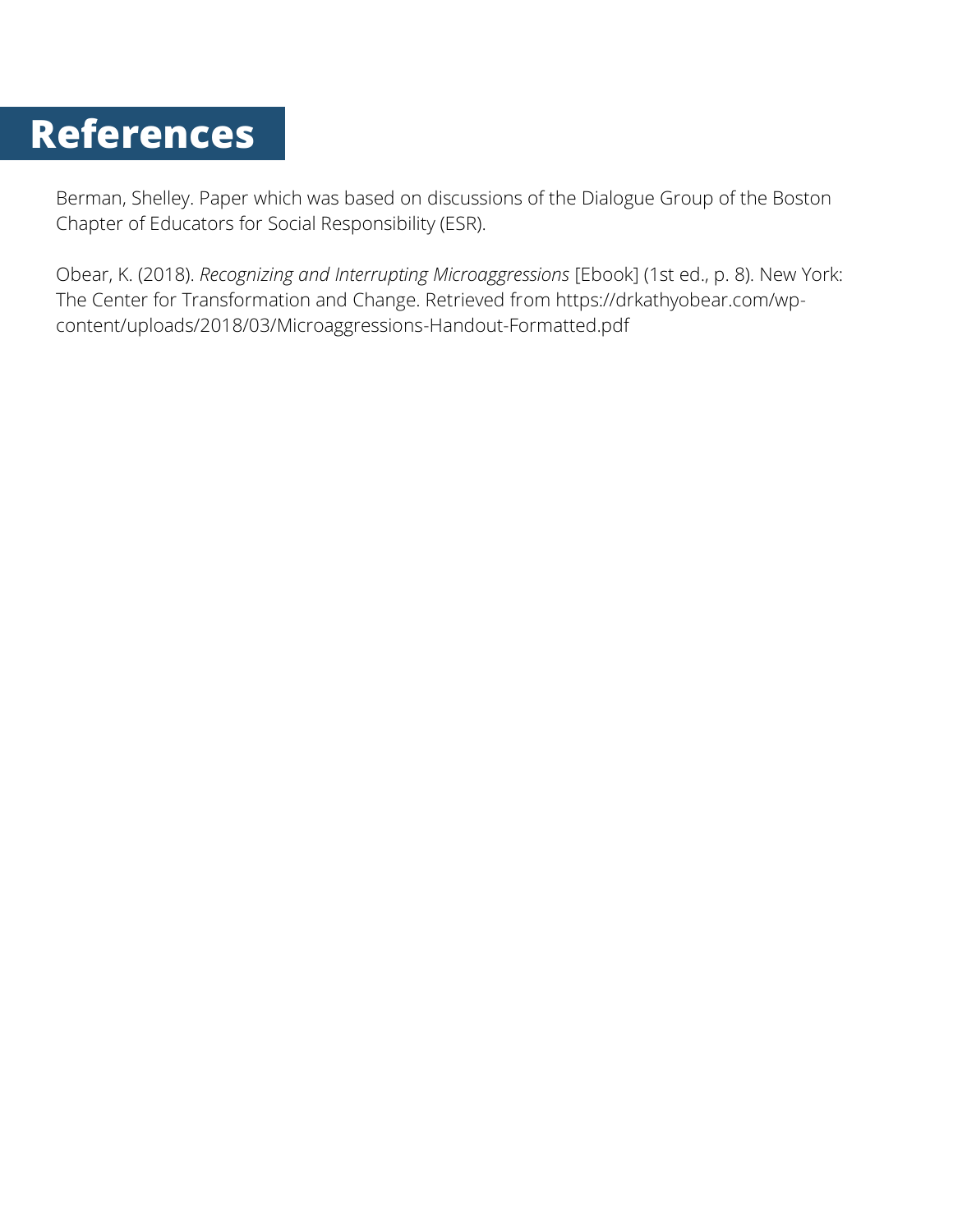# References

Berman, Shelley. Paper which was based on discussions of the Dialogue Group of the Boston Chapter of Educators for Social Responsibility (ESR).

Obear, K. (2018). *Recognizing and Interrupting Microaggressions* [Ebook] (1st ed., p. 8). New York: The Center for Transformation and Change. Retrieved from https://drkathyobear.com/wp-content/uploads/2018/03/Microaggressions-Handout-Formatted.pdf